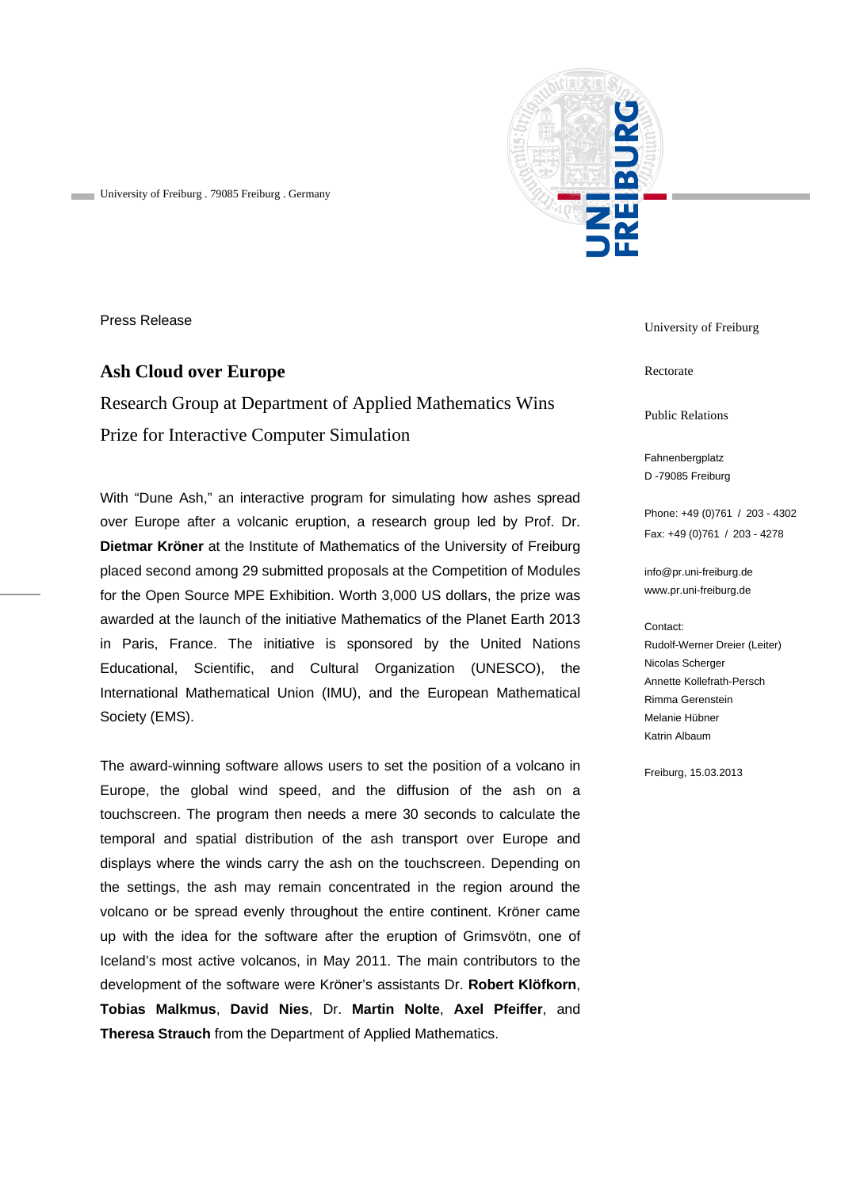University of Freiburg . 79085 Freiburg . Germany

Press Release

University of Freiburg

Rectorate

Public Relations

Fahnenbergplatz
D -79085 Freiburg

Phone: +49 (0)761 / 203 - 4302
Fax: +49 (0)761 / 203 - 4278

info@pr.uni-freiburg.de
www.pr.uni-freiburg.de

Contact:
Rudolf-Werner Dreier (Leiter)
Nicolas Scherger
Annette Kollefrath-Persch
Rimma Gerenstein
Melanie Hübner
Katrin Albaum

Freiburg, 15.03.2013

# Ash Cloud over Europe

## Research Group at Department of Applied Mathematics Wins Prize for Interactive Computer Simulation

With “Dune Ash,” an interactive program for simulating how ashes spread over Europe after a volcanic eruption, a research group led by Prof. Dr. **Dietmar Kröner** at the Institute of Mathematics of the University of Freiburg placed second among 29 submitted proposals at the Competition of Modules for the Open Source MPE Exhibition. Worth 3,000 US dollars, the prize was awarded at the launch of the initiative Mathematics of the Planet Earth 2013 in Paris, France. The initiative is sponsored by the United Nations Educational, Scientific, and Cultural Organization (UNESCO), the International Mathematical Union (IMU), and the European Mathematical Society (EMS).

The award-winning software allows users to set the position of a volcano in Europe, the global wind speed, and the diffusion of the ash on a touchscreen. The program then needs a mere 30 seconds to calculate the temporal and spatial distribution of the ash transport over Europe and displays where the winds carry the ash on the touchscreen. Depending on the settings, the ash may remain concentrated in the region around the volcano or be spread evenly throughout the entire continent. Kröner came up with the idea for the software after the eruption of Grimsvötn, one of Iceland’s most active volcanos, in May 2011. The main contributors to the development of the software were Kröner’s assistants Dr. **Robert Klöfkorn**, **Tobias Malkmus**, **David Nies**, Dr. **Martin Nolte**, **Axel Pfeiffer**, and **Theresa Strauch** from the Department of Applied Mathematics.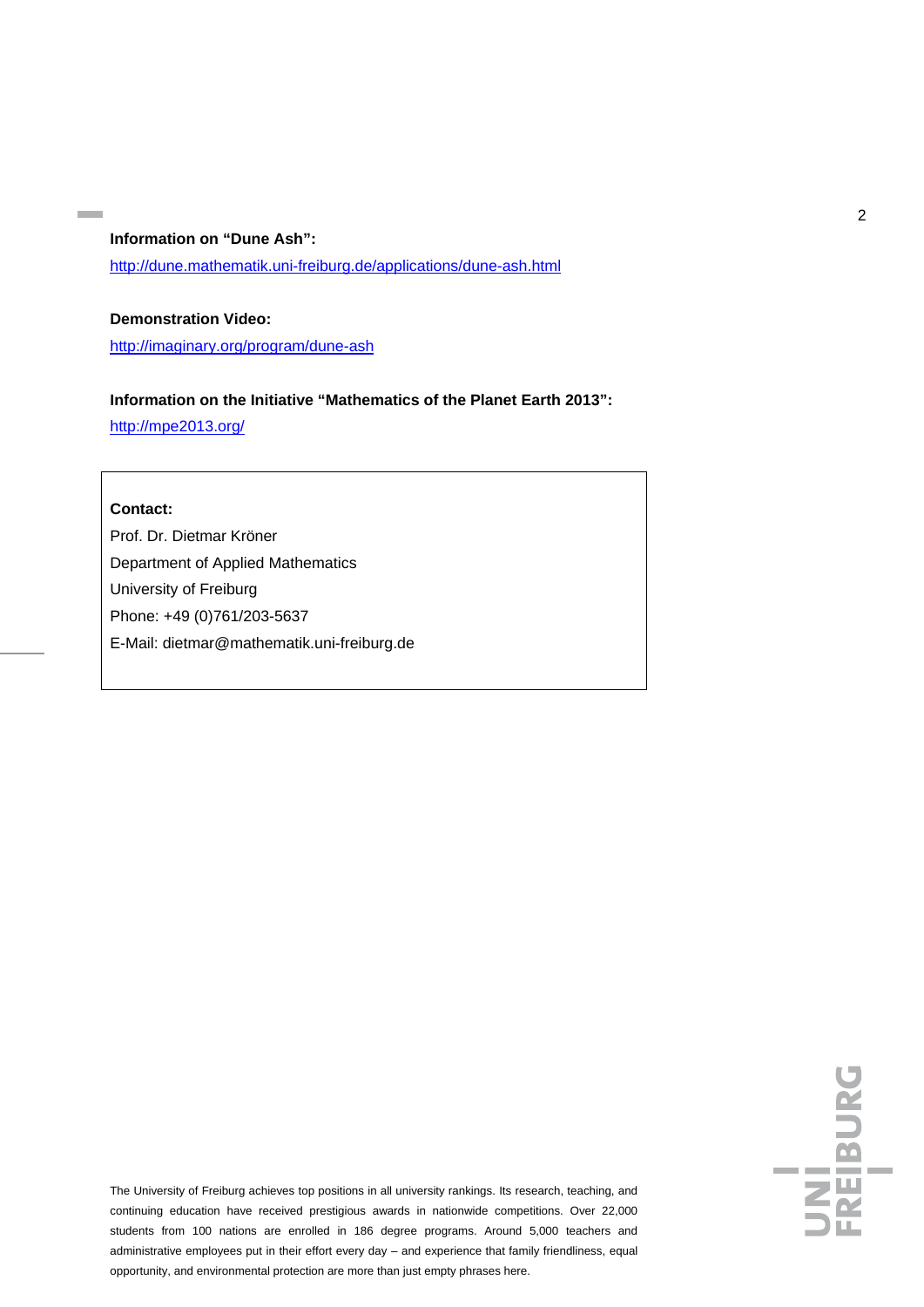**Information on “Dune Ash”:**

http://dune.mathematik.uni-freiburg.de/applications/dune-ash.html

**Demonstration Video:**

http://imaginary.org/program/dune-ash

**Information on the Initiative “Mathematics of the Planet Earth 2013”:**

http://mpe2013.org/

**Contact:**

Prof. Dr. Dietmar Kröner
Department of Applied Mathematics
University of Freiburg
Phone: +49 (0)761/203-5637
E-Mail: dietmar@mathematik.uni-freiburg.de

The University of Freiburg achieves top positions in all university rankings. Its research, teaching, and continuing education have received prestigious awards in nationwide competitions. Over 22,000 students from 100 nations are enrolled in 186 degree programs. Around 5,000 teachers and administrative employees put in their effort every day – and experience that family friendliness, equal opportunity, and environmental protection are more than just empty phrases here.